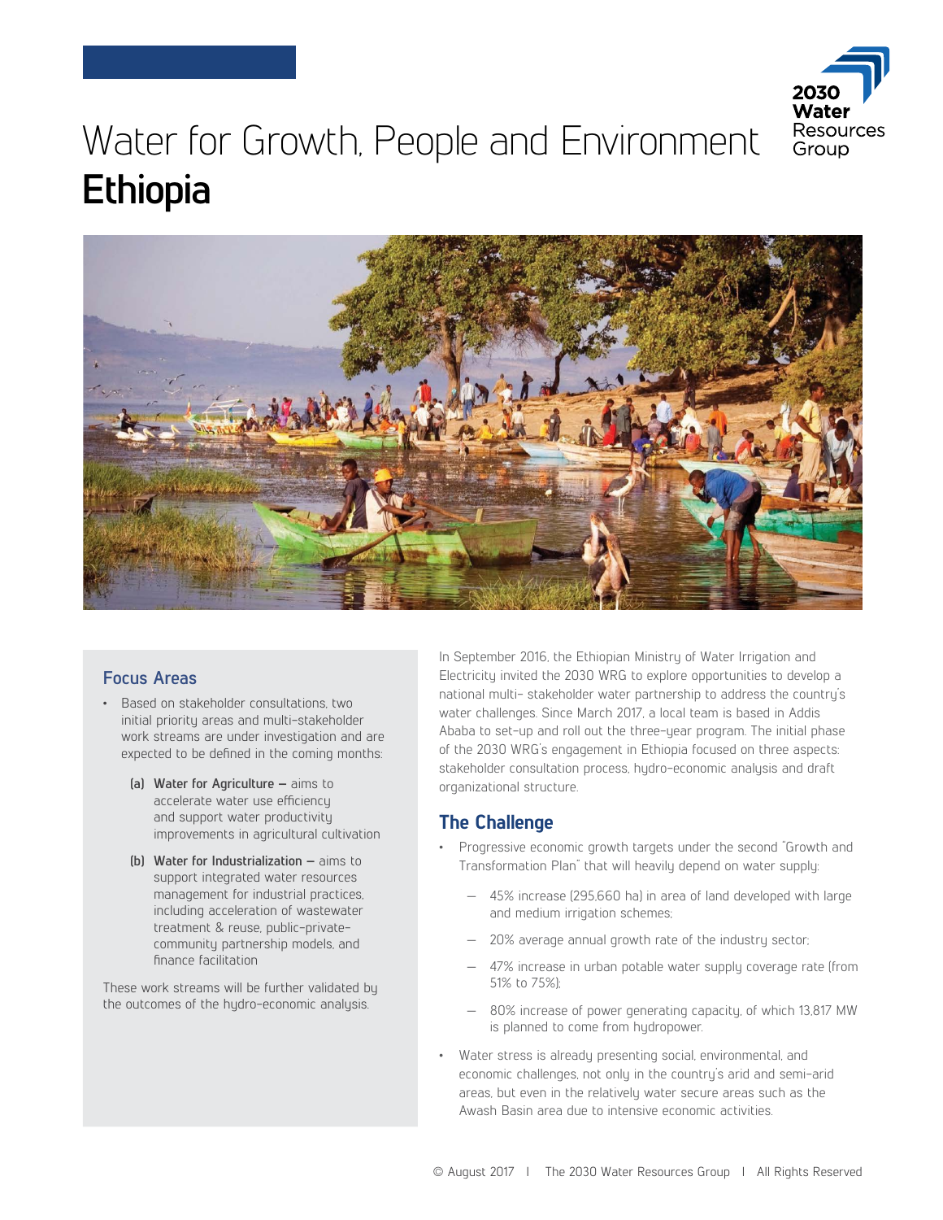# Water for Growth, People and Environment

# Ethiopia

## Focus Areas

- Based on stakeholder consultations, two initial priority areas and multi-stakeholder work streams are under investigation and are expected to be defined in the coming months:
  - **(a) Water for Agriculture –** aims to accelerate water use efficiency and support water productivity improvements in agricultural cultivation
  - **(b) Water for Industrialization –** aims to support integrated water resources management for industrial practices, including acceleration of wastewater treatment & reuse, public-private-community partnership models, and finance facilitation

These work streams will be further validated by the outcomes of the hydro-economic analysis.

In September 2016, the Ethiopian Ministry of Water Irrigation and Electricity invited the 2030 WRG to explore opportunities to develop a national multi- stakeholder water partnership to address the country's water challenges. Since March 2017, a local team is based in Addis Ababa to set-up and roll out the three-year program. The initial phase of the 2030 WRG's engagement in Ethiopia focused on three aspects: stakeholder consultation process, hydro-economic analysis and draft organizational structure.

## The Challenge

- Progressive economic growth targets under the second "Growth and Transformation Plan" that will heavily depend on water supply:
  - 45% increase (295,660 ha) in area of land developed with large and medium irrigation schemes;
  - 20% average annual growth rate of the industry sector;
  - 47% increase in urban potable water supply coverage rate (from 51% to 75%);
  - 80% increase of power generating capacity, of which 13,817 MW is planned to come from hydropower.
- Water stress is already presenting social, environmental, and economic challenges, not only in the country's arid and semi-arid areas, but even in the relatively water secure areas such as the Awash Basin area due to intensive economic activities.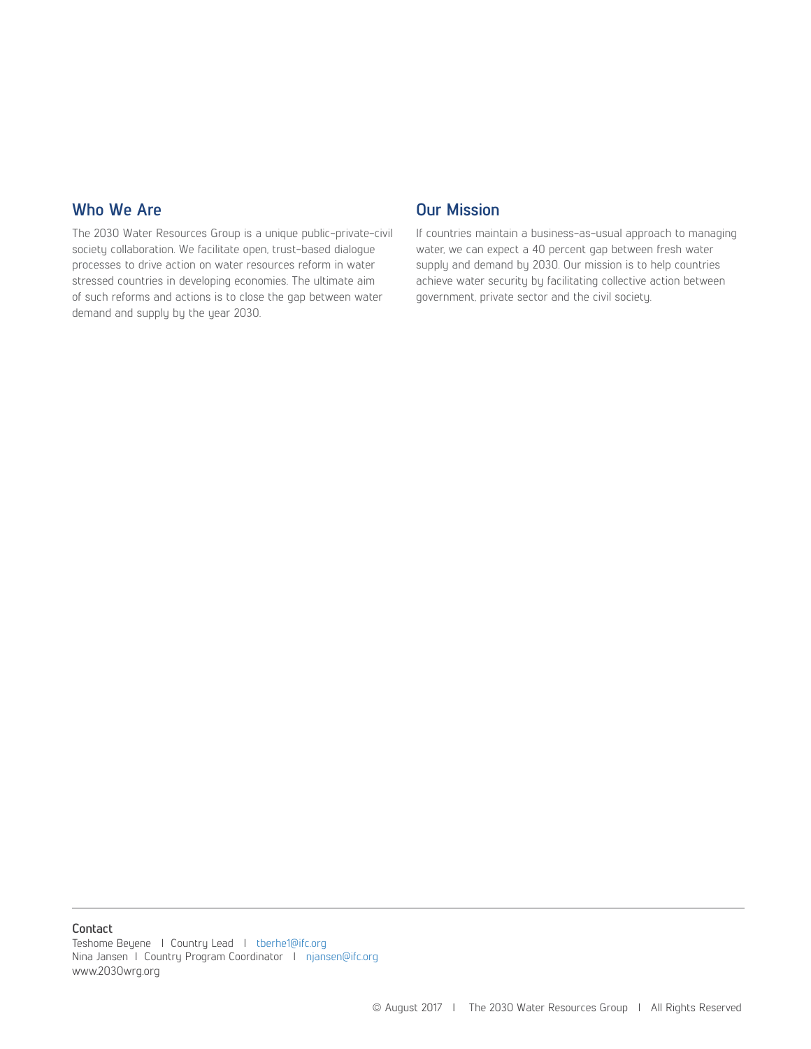## Who We Are

The 2030 Water Resources Group is a unique public-private-civil society collaboration. We facilitate open, trust-based dialogue processes to drive action on water resources reform in water stressed countries in developing economies. The ultimate aim of such reforms and actions is to close the gap between water demand and supply by the year 2030.

## Our Mission

If countries maintain a business-as-usual approach to managing water, we can expect a 40 percent gap between fresh water supply and demand by 2030. Our mission is to help countries achieve water security by facilitating collective action between government, private sector and the civil society.

---

**Contact**

Teshome Beyene I Country Lead I tberhe1@ifc.org
Nina Jansen I Country Program Coordinator I njansen@ifc.org
www.2030wrg.org

© August 2017 I The 2030 Water Resources Group I All Rights Reserved